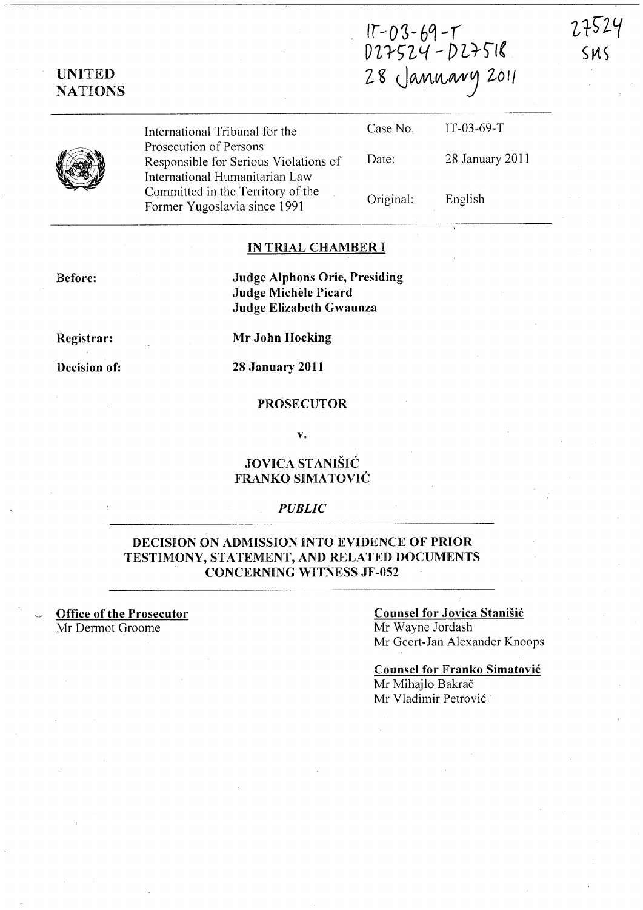IT-03-69-T
D27524 - D27518
28 January 2011

27524
SMS

UNITED NATIONS

| | | |
|---|---|---|
| International Tribunal for the Prosecution of Persons Responsible for Serious Violations of International Humanitarian Law Committed in the Territory of the Former Yugoslavia since 1991 | Case No. | IT-03-69-T |
| | Date: | 28 January 2011 |
| | Original: | English |

**IN TRIAL CHAMBER I**

**Before:** **Judge Alphons Orie, Presiding**
**Judge Michèle Picard**
**Judge Elizabeth Gwaunza**

**Registrar:** **Mr John Hocking**

**Decision of:** **28 January 2011**

**PROSECUTOR**

**v.**

**JOVICA STANIŠIĆ**
**FRANKO SIMATOVIĆ**

*PUBLIC*

**DECISION ON ADMISSION INTO EVIDENCE OF PRIOR TESTIMONY, STATEMENT, AND RELATED DOCUMENTS CONCERNING WITNESS JF-052**

**Office of the Prosecutor**
Mr Dermot Groome

**Counsel for Jovica Stanišić**
Mr Wayne Jordash
Mr Geert-Jan Alexander Knoops

**Counsel for Franko Simatović**
Mr Mihajlo Bakrač
Mr Vladimir Petrović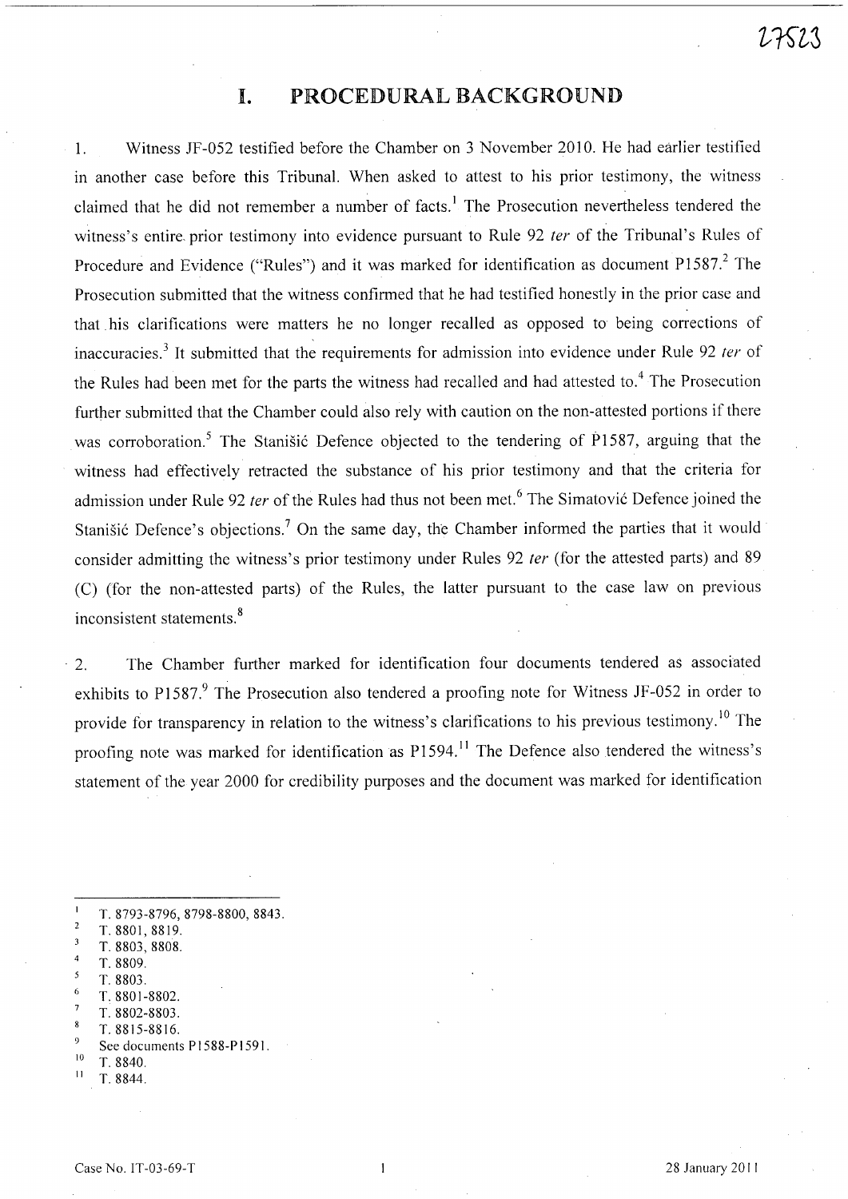# I. PROCEDURAL BACKGROUND

1. Witness JF-052 testified before the Chamber on 3 November 2010. He had earlier testified in another case before this Tribunal. When asked to attest to his prior testimony, the witness claimed that he did not remember a number of facts.[1] The Prosecution nevertheless tendered the witness's entire prior testimony into evidence pursuant to Rule 92 *ter* of the Tribunal's Rules of Procedure and Evidence ("Rules") and it was marked for identification as document P1587.[2] The Prosecution submitted that the witness confirmed that he had testified honestly in the prior case and that his clarifications were matters he no longer recalled as opposed to being corrections of inaccuracies.[3] It submitted that the requirements for admission into evidence under Rule 92 *ter* of the Rules had been met for the parts the witness had recalled and had attested to.[4] The Prosecution further submitted that the Chamber could also rely with caution on the non-attested portions if there was corroboration.[5] The Stanišić Defence objected to the tendering of P1587, arguing that the witness had effectively retracted the substance of his prior testimony and that the criteria for admission under Rule 92 *ter* of the Rules had thus not been met.[6] The Simatović Defence joined the Stanišić Defence's objections.[7] On the same day, the Chamber informed the parties that it would consider admitting the witness's prior testimony under Rules 92 *ter* (for the attested parts) and 89 (C) (for the non-attested parts) of the Rules, the latter pursuant to the case law on previous inconsistent statements.[8]

2. The Chamber further marked for identification four documents tendered as associated exhibits to P1587.[9] The Prosecution also tendered a proofing note for Witness JF-052 in order to provide for transparency in relation to the witness's clarifications to his previous testimony.[10] The proofing note was marked for identification as P1594.[11] The Defence also tendered the witness's statement of the year 2000 for credibility purposes and the document was marked for identification

---

[1] T. 8793-8796, 8798-8800, 8843.
[2] T. 8801, 8819.
[3] T. 8803, 8808.
[4] T. 8809.
[5] T. 8803.
[6] T. 8801-8802.
[7] T. 8802-8803.
[8] T. 8815-8816.
[9] See documents P1588-P1591.
[10] T. 8840.
[11] T. 8844.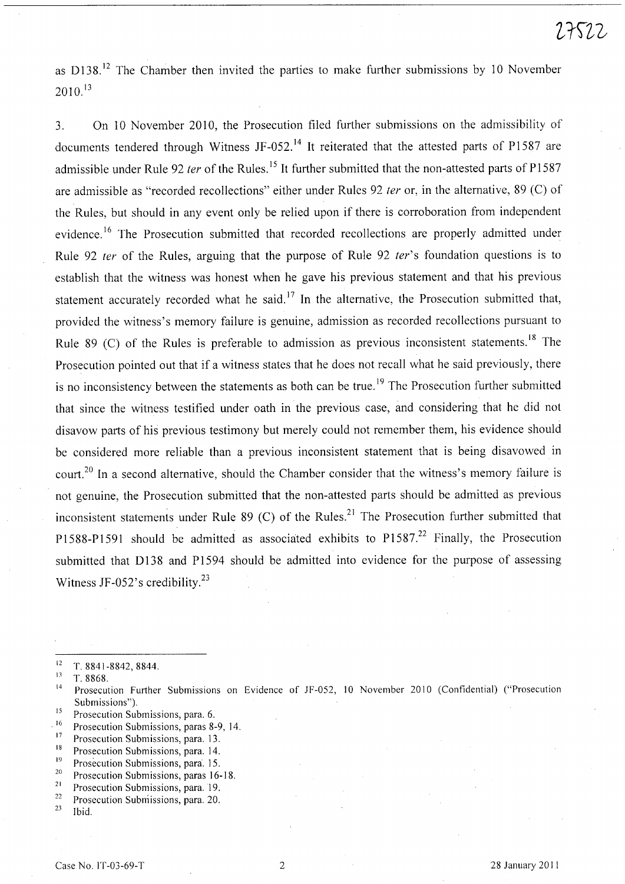as D138.[12] The Chamber then invited the parties to make further submissions by 10 November 2010.[13]

3. On 10 November 2010, the Prosecution filed further submissions on the admissibility of documents tendered through Witness JF-052.[14] It reiterated that the attested parts of P1587 are admissible under Rule 92 *ter* of the Rules.[15] It further submitted that the non-attested parts of P1587 are admissible as "recorded recollections" either under Rules 92 *ter* or, in the alternative, 89 (C) of the Rules, but should in any event only be relied upon if there is corroboration from independent evidence.[16] The Prosecution submitted that recorded recollections are properly admitted under Rule 92 *ter* of the Rules, arguing that the purpose of Rule 92 *ter*'s foundation questions is to establish that the witness was honest when he gave his previous statement and that his previous statement accurately recorded what he said.[17] In the alternative, the Prosecution submitted that, provided the witness's memory failure is genuine, admission as recorded recollections pursuant to Rule 89 (C) of the Rules is preferable to admission as previous inconsistent statements.[18] The Prosecution pointed out that if a witness states that he does not recall what he said previously, there is no inconsistency between the statements as both can be true.[19] The Prosecution further submitted that since the witness testified under oath in the previous case, and considering that he did not disavow parts of his previous testimony but merely could not remember them, his evidence should be considered more reliable than a previous inconsistent statement that is being disavowed in court.[20] In a second alternative, should the Chamber consider that the witness's memory failure is not genuine, the Prosecution submitted that the non-attested parts should be admitted as previous inconsistent statements under Rule 89 (C) of the Rules.[21] The Prosecution further submitted that P1588-P1591 should be admitted as associated exhibits to P1587.[22] Finally, the Prosecution submitted that D138 and P1594 should be admitted into evidence for the purpose of assessing Witness JF-052's credibility.[23]

---

[12] T. 8841-8842, 8844.

[13] T. 8868.

[14] Prosecution Further Submissions on Evidence of JF-052, 10 November 2010 (Confidential) ("Prosecution Submissions").

[15] Prosecution Submissions, para. 6.

[16] Prosecution Submissions, paras 8-9, 14.

[17] Prosecution Submissions, para. 13.

[18] Prosecution Submissions, para. 14.

[19] Prosecution Submissions, para. 15.

[20] Prosecution Submissions, paras 16-18.

[21] Prosecution Submissions, para. 19.

[22] Prosecution Submissions, para. 20.

[23] Ibid.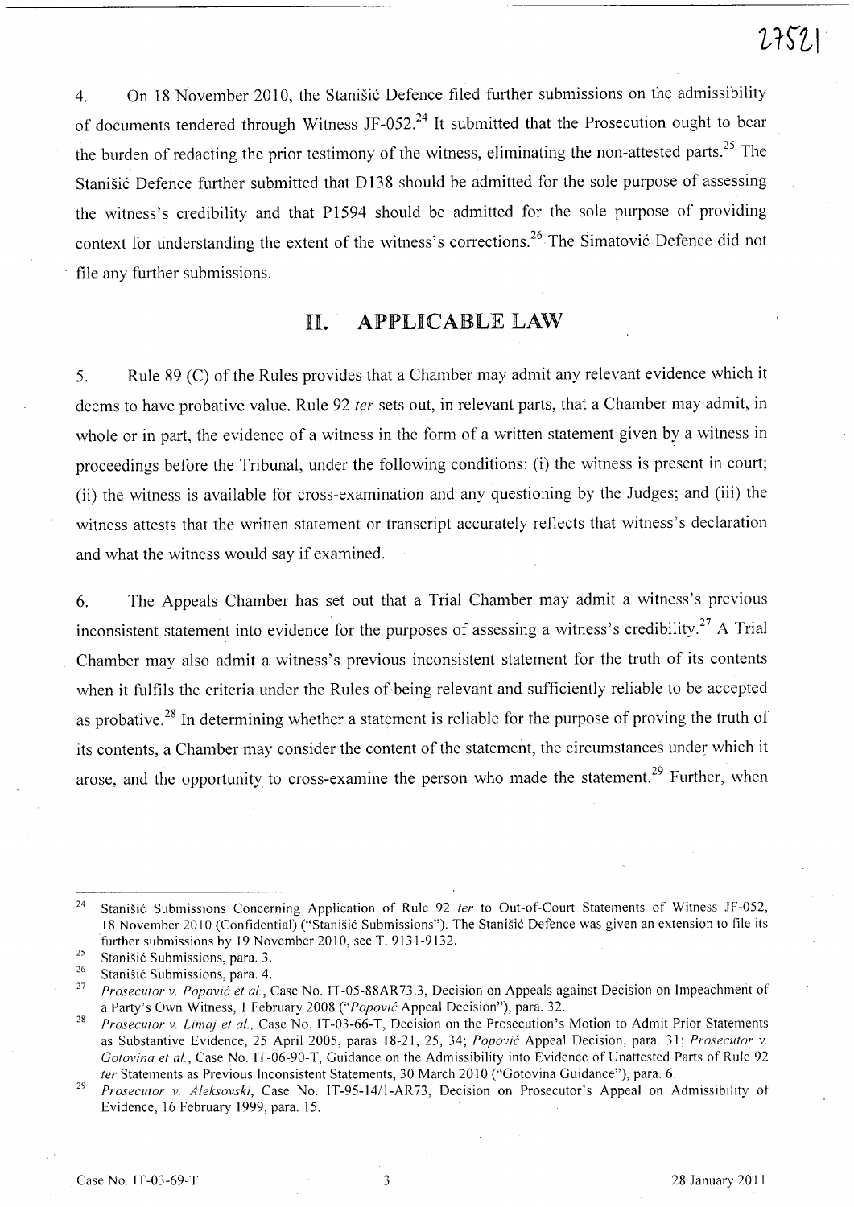4. On 18 November 2010, the Stanišić Defence filed further submissions on the admissibility of documents tendered through Witness JF-052.[24] It submitted that the Prosecution ought to bear the burden of redacting the prior testimony of the witness, eliminating the non-attested parts.[25] The Stanišić Defence further submitted that D138 should be admitted for the sole purpose of assessing the witness's credibility and that P1594 should be admitted for the sole purpose of providing context for understanding the extent of the witness's corrections.[26] The Simatović Defence did not file any further submissions.

## II. APPLICABLE LAW

5. Rule 89 (C) of the Rules provides that a Chamber may admit any relevant evidence which it deems to have probative value. Rule 92 *ter* sets out, in relevant parts, that a Chamber may admit, in whole or in part, the evidence of a witness in the form of a written statement given by a witness in proceedings before the Tribunal, under the following conditions: (i) the witness is present in court; (ii) the witness is available for cross-examination and any questioning by the Judges; and (iii) the witness attests that the written statement or transcript accurately reflects that witness's declaration and what the witness would say if examined.

6. The Appeals Chamber has set out that a Trial Chamber may admit a witness's previous inconsistent statement into evidence for the purposes of assessing a witness's credibility.[27] A Trial Chamber may also admit a witness's previous inconsistent statement for the truth of its contents when it fulfils the criteria under the Rules of being relevant and sufficiently reliable to be accepted as probative.[28] In determining whether a statement is reliable for the purpose of proving the truth of its contents, a Chamber may consider the content of the statement, the circumstances under which it arose, and the opportunity to cross-examine the person who made the statement.[29] Further, when

---

[24] Stanišić Submissions Concerning Application of Rule 92 *ter* to Out-of-Court Statements of Witness JF-052, 18 November 2010 (Confidential) ("Stanišić Submissions"). The Stanišić Defence was given an extension to file its further submissions by 19 November 2010, see T. 9131-9132.

[25] Stanišić Submissions, para. 3.

[26] Stanišić Submissions, para. 4.

[27] *Prosecutor v. Popović et al.*, Case No. IT-05-88AR73.3, Decision on Appeals against Decision on Impeachment of a Party's Own Witness, 1 February 2008 ("*Popović* Appeal Decision"), para. 32.

[28] *Prosecutor v. Limaj et al.*, Case No. IT-03-66-T, Decision on the Prosecution's Motion to Admit Prior Statements as Substantive Evidence, 25 April 2005, paras 18-21, 25, 34; *Popović* Appeal Decision, para. 31; *Prosecutor v. Gotovina et al.*, Case No. IT-06-90-T, Guidance on the Admissibility into Evidence of Unattested Parts of Rule 92 *ter* Statements as Previous Inconsistent Statements, 30 March 2010 ("Gotovina Guidance"), para. 6.

[29] *Prosecutor v. Aleksovski*, Case No. IT-95-14/1-AR73, Decision on Prosecutor's Appeal on Admissibility of Evidence, 16 February 1999, para. 15.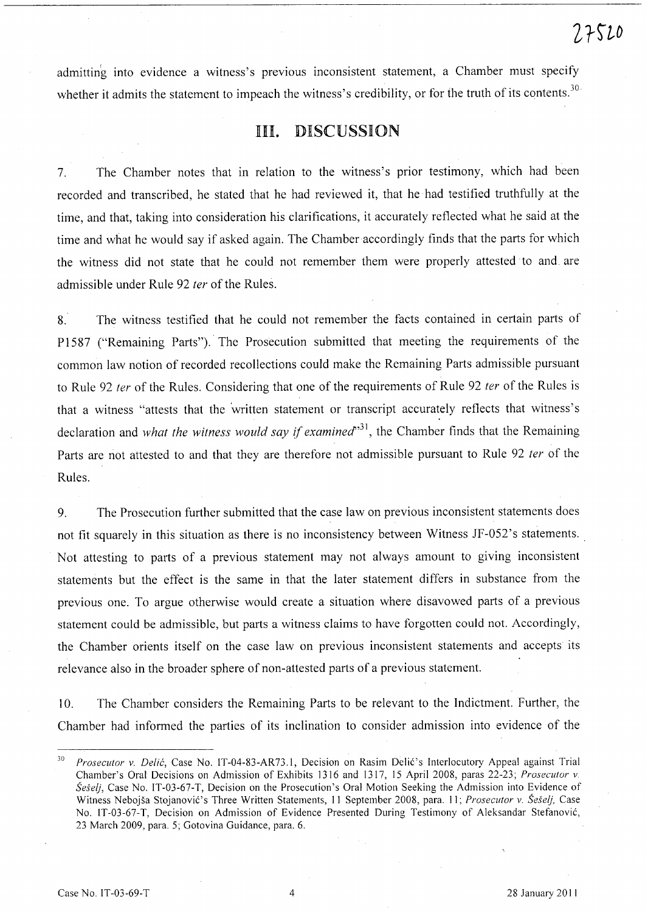admitting into evidence a witness's previous inconsistent statement, a Chamber must specify whether it admits the statement to impeach the witness's credibility, or for the truth of its contents.[30]

# III. DISCUSSION

7. The Chamber notes that in relation to the witness's prior testimony, which had been recorded and transcribed, he stated that he had reviewed it, that he had testified truthfully at the time, and that, taking into consideration his clarifications, it accurately reflected what he said at the time and what he would say if asked again. The Chamber accordingly finds that the parts for which the witness did not state that he could not remember them were properly attested to and are admissible under Rule 92 *ter* of the Rules.

8. The witness testified that he could not remember the facts contained in certain parts of P1587 ("Remaining Parts"). The Prosecution submitted that meeting the requirements of the common law notion of recorded recollections could make the Remaining Parts admissible pursuant to Rule 92 *ter* of the Rules. Considering that one of the requirements of Rule 92 *ter* of the Rules is that a witness "attests that the written statement or transcript accurately reflects that witness's declaration and *what the witness would say if examined*"[31], the Chamber finds that the Remaining Parts are not attested to and that they are therefore not admissible pursuant to Rule 92 *ter* of the Rules.

9. The Prosecution further submitted that the case law on previous inconsistent statements does not fit squarely in this situation as there is no inconsistency between Witness JF-052's statements. Not attesting to parts of a previous statement may not always amount to giving inconsistent statements but the effect is the same in that the later statement differs in substance from the previous one. To argue otherwise would create a situation where disavowed parts of a previous statement could be admissible, but parts a witness claims to have forgotten could not. Accordingly, the Chamber orients itself on the case law on previous inconsistent statements and accepts its relevance also in the broader sphere of non-attested parts of a previous statement.

10. The Chamber considers the Remaining Parts to be relevant to the Indictment. Further, the Chamber had informed the parties of its inclination to consider admission into evidence of the

---

[30] *Prosecutor v. Delić*, Case No. IT-04-83-AR73.1, Decision on Rasim Delić's Interlocutory Appeal against Trial Chamber's Oral Decisions on Admission of Exhibits 1316 and 1317, 15 April 2008, paras 22-23; *Prosecutor v. Šešelj*, Case No. IT-03-67-T, Decision on the Prosecution's Oral Motion Seeking the Admission into Evidence of Witness Nebojša Stojanović's Three Written Statements, 11 September 2008, para. 11; *Prosecutor v. Šešelj*, Case No. IT-03-67-T, Decision on Admission of Evidence Presented During Testimony of Aleksandar Stefanović, 23 March 2009, para. 5; Gotovina Guidance, para. 6.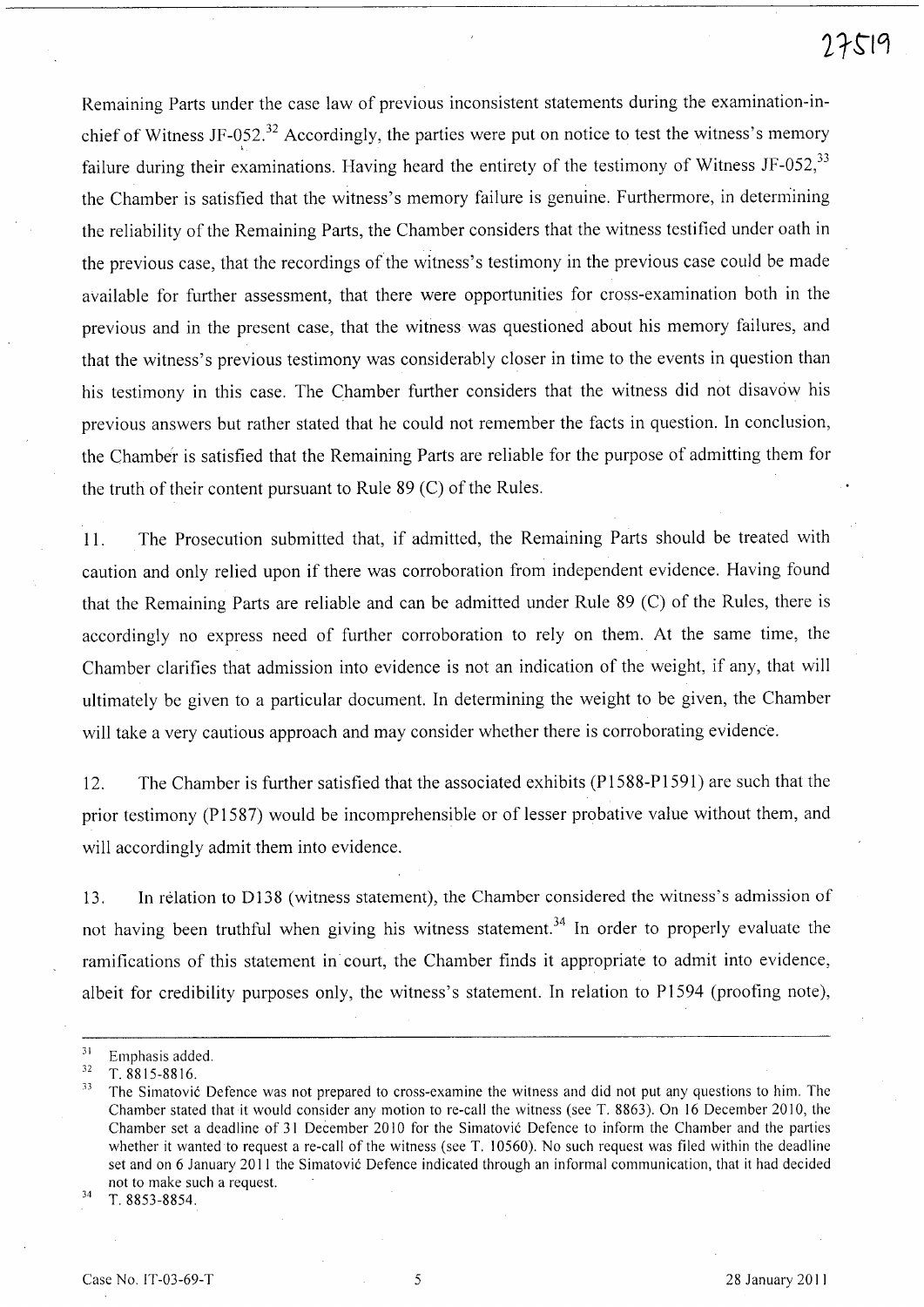Remaining Parts under the case law of previous inconsistent statements during the examination-in-chief of Witness JF-052.[32] Accordingly, the parties were put on notice to test the witness's memory failure during their examinations. Having heard the entirety of the testimony of Witness JF-052,[33] the Chamber is satisfied that the witness's memory failure is genuine. Furthermore, in determining the reliability of the Remaining Parts, the Chamber considers that the witness testified under oath in the previous case, that the recordings of the witness's testimony in the previous case could be made available for further assessment, that there were opportunities for cross-examination both in the previous and in the present case, that the witness was questioned about his memory failures, and that the witness's previous testimony was considerably closer in time to the events in question than his testimony in this case. The Chamber further considers that the witness did not disavow his previous answers but rather stated that he could not remember the facts in question. In conclusion, the Chamber is satisfied that the Remaining Parts are reliable for the purpose of admitting them for the truth of their content pursuant to Rule 89 (C) of the Rules.

11. The Prosecution submitted that, if admitted, the Remaining Parts should be treated with caution and only relied upon if there was corroboration from independent evidence. Having found that the Remaining Parts are reliable and can be admitted under Rule 89 (C) of the Rules, there is accordingly no express need of further corroboration to rely on them. At the same time, the Chamber clarifies that admission into evidence is not an indication of the weight, if any, that will ultimately be given to a particular document. In determining the weight to be given, the Chamber will take a very cautious approach and may consider whether there is corroborating evidence.

12. The Chamber is further satisfied that the associated exhibits (P1588-P1591) are such that the prior testimony (P1587) would be incomprehensible or of lesser probative value without them, and will accordingly admit them into evidence.

13. In relation to D138 (witness statement), the Chamber considered the witness's admission of not having been truthful when giving his witness statement.[34] In order to properly evaluate the ramifications of this statement in court, the Chamber finds it appropriate to admit into evidence, albeit for credibility purposes only, the witness's statement. In relation to P1594 (proofing note),

---

[31] Emphasis added.

[32] T. 8815-8816.

[33] The Simatović Defence was not prepared to cross-examine the witness and did not put any questions to him. The Chamber stated that it would consider any motion to re-call the witness (see T. 8863). On 16 December 2010, the Chamber set a deadline of 31 December 2010 for the Simatović Defence to inform the Chamber and the parties whether it wanted to request a re-call of the witness (see T. 10560). No such request was filed within the deadline set and on 6 January 2011 the Simatović Defence indicated through an informal communication, that it had decided not to make such a request.

[34] T. 8853-8854.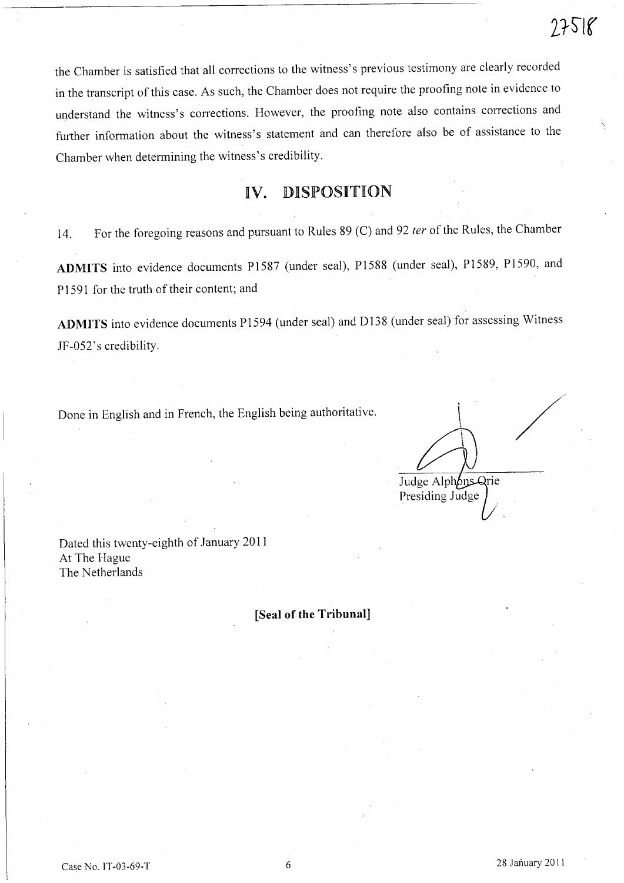the Chamber is satisfied that all corrections to the witness's previous testimony are clearly recorded in the transcript of this case. As such, the Chamber does not require the proofing note in evidence to understand the witness's corrections. However, the proofing note also contains corrections and further information about the witness's statement and can therefore also be of assistance to the Chamber when determining the witness's credibility.

## IV. DISPOSITION

14. For the foregoing reasons and pursuant to Rules 89 (C) and 92 *ter* of the Rules, the Chamber

**ADMITS** into evidence documents P1587 (under seal), P1588 (under seal), P1589, P1590, and P1591 for the truth of their content; and

**ADMITS** into evidence documents P1594 (under seal) and D138 (under seal) for assessing Witness JF-052's credibility.

Done in English and in French, the English being authoritative.

Judge Alphons Orie
Presiding Judge

Dated this twenty-eighth of January 2011
At The Hague
The Netherlands

**[Seal of the Tribunal]**